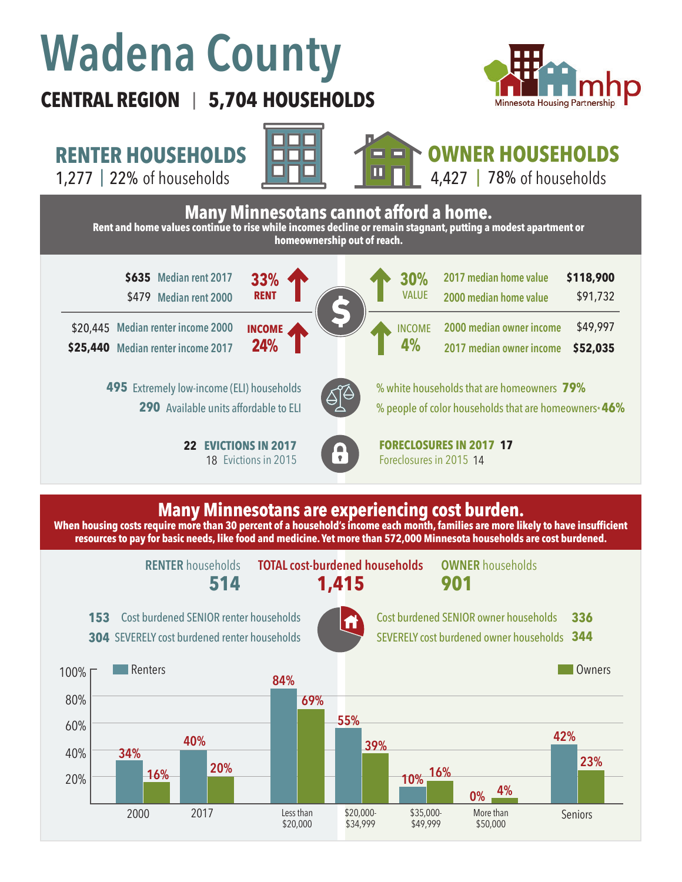# Wadena County

**CENTRAL REGION | 5,704 HOUSEHOLDS**

Minnesota Housing Partnership

## RENTER HOUSEHOLDS

1,277 | 22% of households

## OWNER HOUSEHOLDS

4,427 | 78% of households

## Many Minnesotans cannot afford a home.

**Rent and home values continue to rise while incomes decline or remain stagnant, putting a modest apartment or homeownership out of reach.**

| Renters | | Change | Change | Owners | |
|---|---|---|---|---|---|
| **$635** | Median rent 2017 | **33% RENT** ↑ | **30% VALUE** ↑ | 2017 median home value | **$118,900** |
| $479 | Median rent 2000 | | | 2000 median home value | $91,732 |
| $20,445 | Median renter income 2000 | **INCOME 24%** ↑ | **INCOME 4%** ↑ | 2000 median owner income | $49,997 |
| **$25,440** | Median renter income 2017 | | | 2017 median owner income | **$52,035** |

**495** Extremely low-income (ELI) households

**290** Available units affordable to ELI

% white households that are homeowners **79%**

% people of color households that are homeowners* **46%**

**22 EVICTIONS IN 2017**

18 Evictions in 2015

**FORECLOSURES IN 2017 17**

Foreclosures in 2015 14

## Many Minnesotans are experiencing cost burden.

**When housing costs require more than 30 percent of a household's income each month, families are more likely to have insufficient resources to pay for basic needs, like food and medicine. Yet more than 572,000 Minnesota households are cost burdened.**

| RENTER households | TOTAL cost-burdened households | OWNER households |
|---|---|---|
| **514** | **1,415** | **901** |

**153** Cost burdened SENIOR renter households

**304** SEVERELY cost burdened renter households

Cost burdened SENIOR owner households **336**

SEVERELY cost burdened owner households **344**

| | Renters | Owners |
|---|---|---|
| 2000 | 34% | 16% |
| 2017 | 40% | 20% |
| Less than $20,000 | 84% | 69% |
| $20,000-$34,999 | 55% | 39% |
| $35,000-$49,999 | 10% | 16% |
| More than $50,000 | 0% | 4% |
| Seniors | 42% | 23% |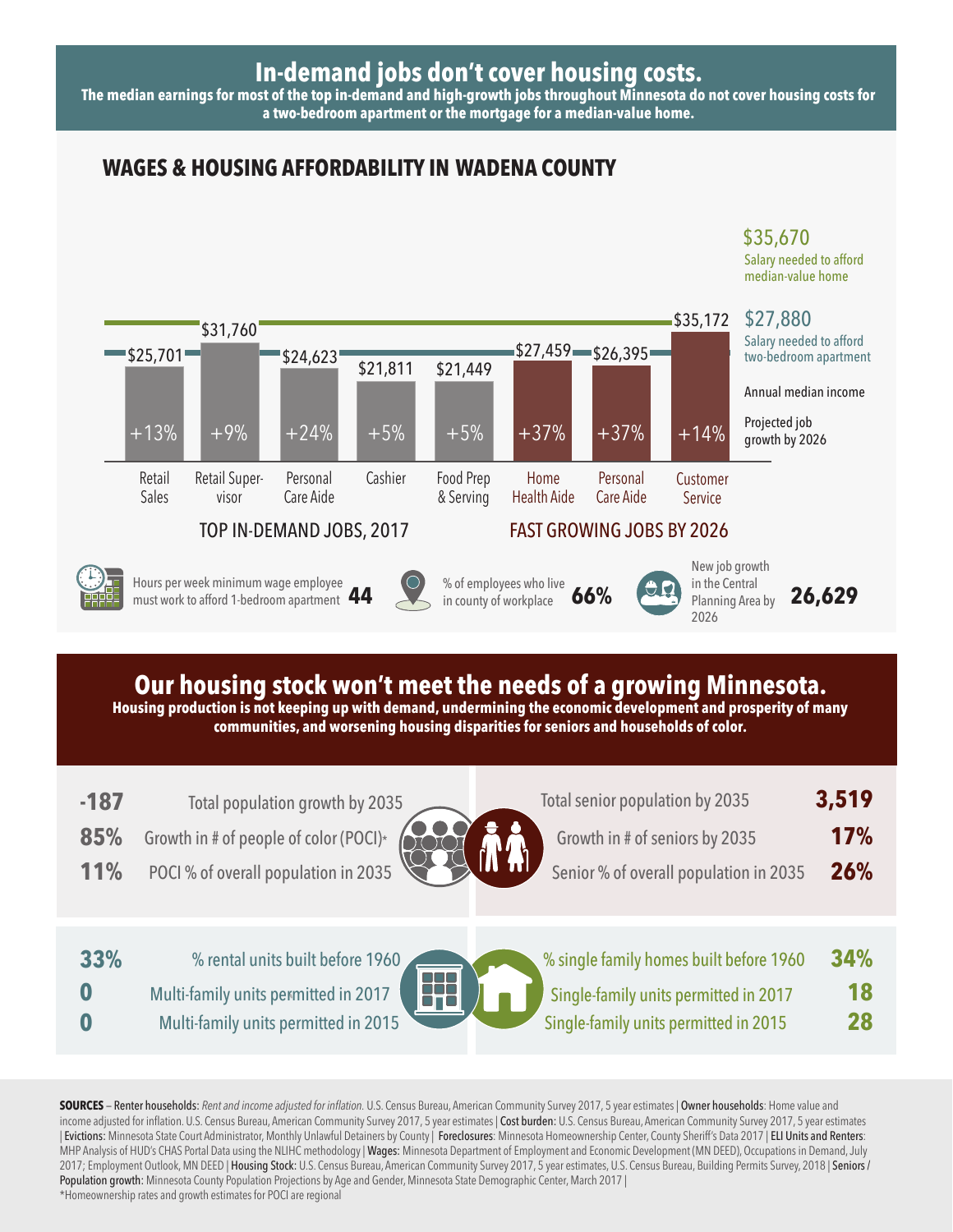# In-demand jobs don't cover housing costs.

**The median earnings for most of the top in-demand and high-growth jobs throughout Minnesota do not cover housing costs for a two-bedroom apartment or the mortgage for a median-value home.**

## WAGES & HOUSING AFFORDABILITY IN WADENA COUNTY

$35,670
Salary needed to afford median-value home

$27,880
Salary needed to afford two-bedroom apartment

Annual median income

Projected job growth by 2026

Retail Sales: $25,701, +13%
Retail Supervisor: $31,760, +9%
Personal Care Aide: $24,623, +24%
Cashier: $21,811, +5%
Food Prep & Serving: $21,449, +5%
Home Health Aide: $27,459, +37%
Personal Care Aide: $26,395, +37%
Customer Service: $35,172, +14%

TOP IN-DEMAND JOBS, 2017

FAST GROWING JOBS BY 2026

Hours per week minimum wage employee must work to afford 1-bedroom apartment **44**

% of employees who live in county of workplace **66%**

New job growth in the Central Planning Area by 2026 **26,629**

# Our housing stock won't meet the needs of a growing Minnesota.

**Housing production is not keeping up with demand, undermining the economic development and prosperity of many communities, and worsening housing disparities for seniors and households of color.**

**-187** Total population growth by 2035
**85%** Growth in # of people of color (POCI)*
**11%** POCI % of overall population in 2035

Total senior population by 2035 **3,519**
Growth in # of seniors by 2035 **17%**
Senior % of overall population in 2035 **26%**

**33%** % rental units built before 1960
**0** Multi-family units permitted in 2017
**0** Multi-family units permitted in 2015

% single family homes built before 1960 **34%**
Single-family units permitted in 2017 **18**
Single-family units permitted in 2015 **28**

**SOURCES** – **Renter households**: *Rent and income adjusted for inflation.* U.S. Census Bureau, American Community Survey 2017, 5 year estimates | **Owner households**: Home value and income adjusted for inflation. U.S. Census Bureau, American Community Survey 2017, 5 year estimates | **Cost burden**: U.S. Census Bureau, American Community Survey 2017, 5 year estimates | **Evictions**: Minnesota State Court Administrator, Monthly Unlawful Detainers by County | **Foreclosures**: Minnesota Homeownership Center, County Sheriff's Data 2017 | **ELI Units and Renters**: MHP Analysis of HUD's CHAS Portal Data using the NLIHC methodology | **Wages**: Minnesota Department of Employment and Economic Development (MN DEED), Occupations in Demand, July 2017; Employment Outlook, MN DEED | **Housing Stock**: U.S. Census Bureau, American Community Survey 2017, 5 year estimates, U.S. Census Bureau, Building Permits Survey, 2018 | **Seniors / Population growth**: Minnesota County Population Projections by Age and Gender, Minnesota State Demographic Center, March 2017 |
*Homeownership rates and growth estimates for POCI are regional